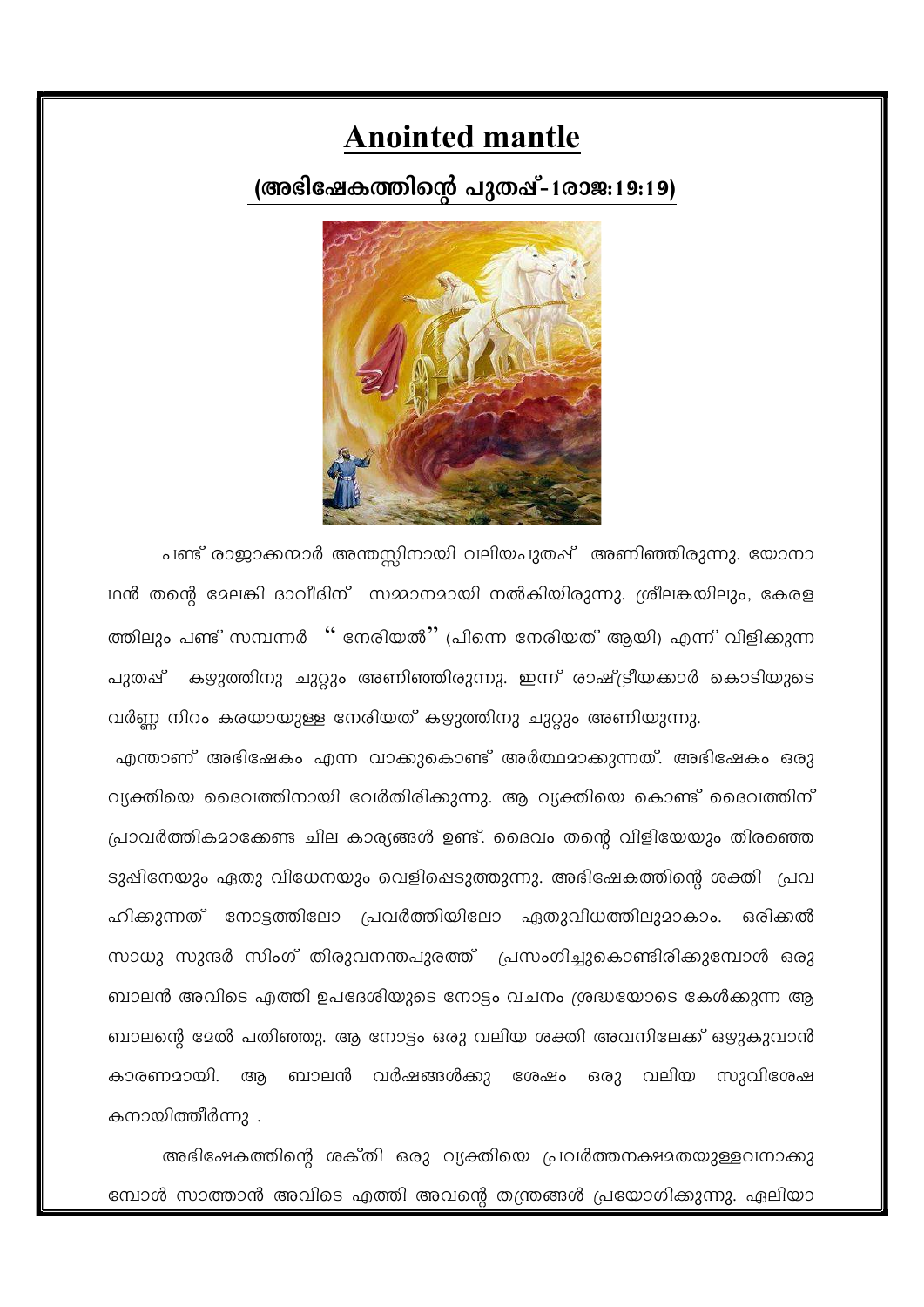# Anointed mantle

## (അഭിഷേകത്തിന്റെ പുതപ്പ്-1രാജ:19:19)

പണ്ട് രാജാക്കന്മാർ അന്തസ്സിനായി വലിയപുതപ്പ് അണിഞ്ഞിരുന്നു. യോനാഥൻ തന്റെ മേലങ്കി ദാവീദിന് സമ്മാനമായി നൽകിയിരുന്നു. ശ്രീലങ്കയിലും, കേരളത്തിലും പണ്ട് സമ്പന്നർ "നേരിയൽ" (പിന്നെ നേരിയത് ആയി) എന്ന് വിളിക്കുന്ന പുതപ്പ് കഴുത്തിനു ചുറ്റും അണിഞ്ഞിരുന്നു. ഇന്ന് രാഷ്ട്രീയക്കാർ കൊടിയുടെ വർണ്ണ നിറം കരയായുള്ള നേരിയത് കഴുത്തിനു ചുറ്റും അണിയുന്നു.

എന്താണ് അഭിഷേകം എന്ന വാക്കുകൊണ്ട് അർത്ഥമാക്കുന്നത്. അഭിഷേകം ഒരു വ്യക്തിയെ ദൈവത്തിനായി വേർതിരിക്കുന്നു. ആ വ്യക്തിയെ കൊണ്ട് ദൈവത്തിന് പ്രാവർത്തികമാക്കേണ്ട ചില കാര്യങ്ങൾ ഉണ്ട്. ദൈവം തന്റെ വിളിയേയും തിരഞ്ഞെടുപ്പിനേയും ഏതു വിധേനയും വെളിപ്പെടുത്തുന്നു. അഭിഷേകത്തിന്റെ ശക്തി പ്രവഹിക്കുന്നത് നോട്ടത്തിലോ പ്രവർത്തിയിലോ ഏതുവിധത്തിലുമാകാം. ഒരിക്കൽ സാധു സുന്ദർ സിംഗ് തിരുവനന്തപുരത്ത് പ്രസംഗിച്ചുകൊണ്ടിരിക്കുമ്പോൾ ഒരു ബാലൻ അവിടെ എത്തി ഉപദേശിയുടെ നോട്ടം വചനം ശ്രദ്ധയോടെ കേൾക്കുന്ന ആ ബാലന്റെ മേൽ പതിഞ്ഞു. ആ നോട്ടം ഒരു വലിയ ശക്തി അവനിലേക്ക് ഒഴുകുവാൻ കാരണമായി. ആ ബാലൻ വർഷങ്ങൾക്കു ശേഷം ഒരു വലിയ സുവിശേഷകനായിത്തീർന്നു .

അഭിഷേകത്തിന്റെ ശക്തി ഒരു വ്യക്തിയെ പ്രവർത്തനക്ഷമതയുള്ളവനാക്കുമ്പോൾ സാത്താൻ അവിടെ എത്തി അവന്റെ തന്ത്രങ്ങൾ പ്രയോഗിക്കുന്നു. ഏലിയാ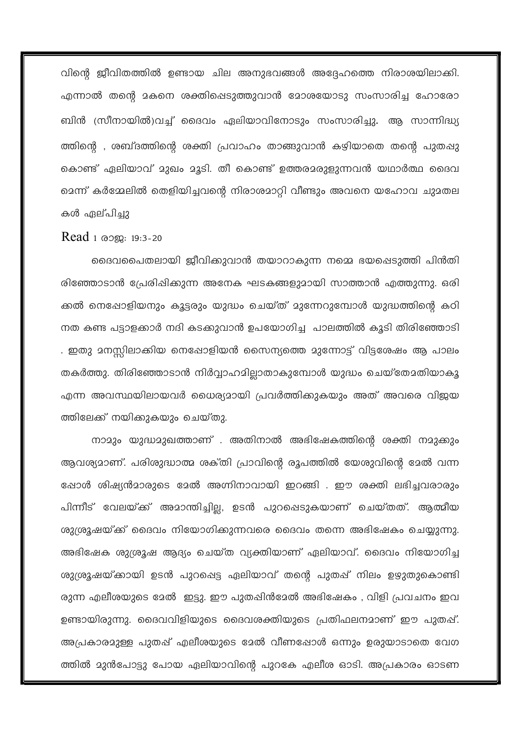വിന്റെ ജീവിതത്തിൽ ഉണ്ടായ ചില അനുഭവങ്ങൾ അദ്ദേഹത്തെ നിരാശയിലാക്കി. എന്നാൽ തന്റെ മകനെ ശക്തിപ്പെടുത്തുവാൻ മോശയോടു സംസാരിച്ച ഹോരോബിൻ (സീനായിൽ)വച്ച് ദൈവം ഏലിയാവിനോടും സംസാരിച്ചു. ആ സാന്നിദ്ധ്യത്തിന്റെ , ശബ്ദത്തിന്റെ ശക്തി പ്രവാഹം താങ്ങുവാൻ കഴിയാതെ തന്റെ പുതപ്പു കൊണ്ട് ഏലിയാവ് മുഖം മൂടി. തീ കൊണ്ട് ഉത്തരമരുളുന്നവൻ യഥാർത്ഥ ദൈവമെന്ന് കർമ്മേലിൽ തെളിയിച്ചവന്റെ നിരാശമാറ്റി വീണ്ടും അവനെ യഹോവ ചുമതലകൾ ഏല്പിച്ചു

Read 1 രാജ: 19:3-20

ദൈവപൈതലായി ജീവിക്കുവാൻ തയാറാകുന്ന നമ്മെ ഭയപ്പെടുത്തി പിൻതിരിഞ്ഞോടാൻ പ്രേരിപ്പിക്കുന്ന അനേക ഘടകങ്ങളുമായി സാത്താൻ എത്തുന്നു. ഒരിക്കൽ നെപ്പോളിയനും കൂട്ടരും യുദ്ധം ചെയ്ത് മുന്നേറുമ്പോൾ യുദ്ധത്തിന്റെ കഠിനത കണ്ട പട്ടാളക്കാർ നദി കടക്കുവാൻ ഉപയോഗിച്ച പാലത്തിൽ കൂടി തിരിഞ്ഞോടി . ഇതു മനസ്സിലാക്കിയ നെപ്പോളിയൻ സൈന്യത്തെ മുന്നോട്ട് വിട്ടശേഷം ആ പാലം തകർത്തു. തിരിഞ്ഞോടാൻ നിർവ്വാഹമില്ലാതാകുമ്പോൾ യുദ്ധം ചെയ്തേമതിയാകൂ എന്ന അവസ്ഥയിലായവർ ധൈര്യമായി പ്രവർത്തിക്കുകയും അത് അവരെ വിജയത്തിലേക്ക് നയിക്കുകയും ചെയ്തു.

നാമും യുദ്ധമുഖത്താണ് . അതിനാൽ അഭിഷേകത്തിന്റെ ശക്തി നമുക്കും ആവശ്യമാണ്. പരിശുദ്ധാത്മ ശക്തി പ്രാവിന്റെ രൂപത്തിൽ യേശുവിന്റെ മേൽ വന്നപ്പോൾ ശിഷ്യൻമാരുടെ മേൽ അഗ്നിനാവായി ഇറങ്ങി . ഈ ശക്തി ലഭിച്ചവരാരും പിന്നീട് വേലയ്ക്ക് അമാന്തിച്ചില്ല, ഉടൻ പുറപ്പെടുകയാണ് ചെയ്തത്. ആത്മീയ ശുശ്രൂഷയ്ക്ക് ദൈവം നിയോഗിക്കുന്നവരെ ദൈവം തന്നെ അഭിഷേകം ചെയ്യുന്നു. അഭിഷേക ശുശ്രൂഷ ആദ്യം ചെയ്ത വ്യക്തിയാണ് ഏലിയാവ്. ദൈവം നിയോഗിച്ച ശുശ്രൂഷയ്ക്കായി ഉടൻ പുറപ്പെട്ട ഏലിയാവ് തന്റെ പുതപ്പ് നിലം ഉഴുതുകൊണ്ടിരുന്ന എലീശയുടെ മേൽ ഇട്ടു. ഈ പുതപ്പിൻമേൽ അഭിഷേകം , വിളി പ്രവചനം ഇവ ഉണ്ടായിരുന്നു. ദൈവവിളിയുടെ ദൈവശക്തിയുടെ പ്രതിഫലനമാണ് ഈ പുതപ്പ്. അപ്രകാരമുള്ള പുതപ്പ് എലീശയുടെ മേൽ വീണപ്പോൾ ഒന്നും ഉരുയാടാതെ വേഗത്തിൽ മുൻപോട്ടു പോയ ഏലിയാവിന്റെ പുറകേ എലീശ ഓടി. അപ്രകാരം ഓടണ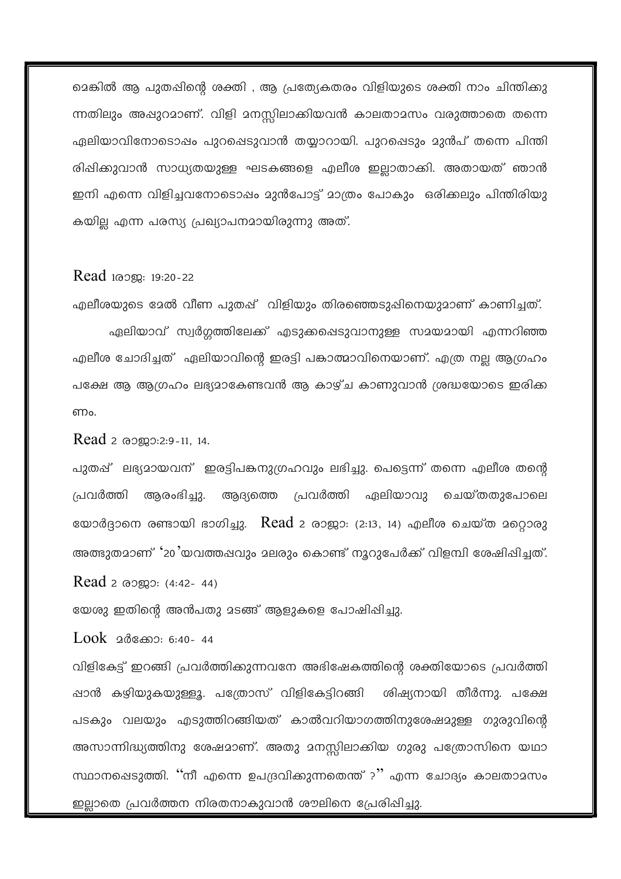മെങ്കിൽ ആ പുതപ്പിന്റെ ശക്തി , ആ പ്രത്യേകതരം വിളിയുടെ ശക്തി നാം ചിന്തിക്കുന്നതിലും അപ്പുറമാണ്. വിളി മനസ്സിലാക്കിയവൻ കാലതാമസം വരുത്താതെ തന്നെ ഏലിയാവിനോടൊപ്പം പുറപ്പെടുവാൻ തയ്യാറായി. പുറപ്പെടും മുൻപ് തന്നെ പിന്തിരിപ്പിക്കുവാൻ സാധ്യതയുള്ള ഘടകങ്ങളെ എലീശ ഇല്ലാതാക്കി. അതായത് ഞാൻ ഇനി എന്നെ വിളിച്ചവനോടൊപ്പം മുൻപോട്ട് മാത്രം പോകും ഒരിക്കലും പിന്തിരിയുകയില്ല എന്ന പരസ്യ പ്രഖ്യാപനമായിരുന്നു അത്.

Read 1രാജ: 19:20-22

എലീശയുടെ മേൽ വീണ പുതപ്പ് വിളിയും തിരഞ്ഞെടുപ്പിനെയുമാണ് കാണിച്ചത്.

ഏലിയാവ് സ്വർഗ്ഗത്തിലേക്ക് എടുക്കപ്പെടുവാനുള്ള സമയമായി എന്നറിഞ്ഞ എലീശ ചോദിച്ചത് ഏലിയാവിന്റെ ഇരട്ടി പങ്കാത്മാവിനെയാണ്. എത്ര നല്ല ആഗ്രഹം പക്ഷേ ആ ആഗ്രഹം ലഭ്യമാകേണ്ടവൻ ആ കാഴ്ച കാണുവാൻ ശ്രദ്ധയോടെ ഇരിക്കണം.

Read 2 രാജാ:2:9-11, 14.

പുതപ്പ് ലഭ്യമായവന് ഇരട്ടിപങ്കനുഗ്രഹവും ലഭിച്ചു. പെട്ടെന്ന് തന്നെ എലീശ തന്റെ പ്രവർത്തി ആരംഭിച്ചു. ആദ്യത്തെ പ്രവർത്തി ഏലിയാവു ചെയ്തതുപോലെ യോർദ്ദാനെ രണ്ടായി ഭാഗിച്ചു. Read 2 രാജാ: (2:13, 14) എലീശ ചെയ്ത മറ്റൊരു അത്ഭുതമാണ് '20'യവത്തപ്പവും മലരും കൊണ്ട് നൂറുപേർക്ക് വിളമ്പി ശേഷിപ്പിച്ചത്.

Read 2 രാജാ: (4:42- 44)

യേശു ഇതിന്റെ അൻപതു മടങ്ങ് ആളുകളെ പോഷിപ്പിച്ചു.

Look മർക്കോ: 6:40- 44

വിളികേട്ട് ഇറങ്ങി പ്രവർത്തിക്കുന്നവനേ അഭിഷേകത്തിന്റെ ശക്തിയോടെ പ്രവർത്തിപ്പാൻ കഴിയുകയുള്ളൂ. പത്രോസ് വിളികേട്ടിറങ്ങി ശിഷ്യനായി തീർന്നു. പക്ഷേ പടകും വലയും എടുത്തിറങ്ങിയത് കാൽവറിയാഗത്തിനുശേഷമുള്ള ഗുരുവിന്റെ അസാന്നിദ്ധ്യത്തിനു ശേഷമാണ്. അതു മനസ്സിലാക്കിയ ഗുരു പത്രോസിനെ യഥാസ്ഥാനപ്പെടുത്തി. "നീ എന്നെ ഉപദ്രവിക്കുന്നതെന്ത് ?" എന്ന ചോദ്യം കാലതാമസം ഇല്ലാതെ പ്രവർത്തന നിരതനാകുവാൻ ശൗലിനെ പ്രേരിപ്പിച്ചു.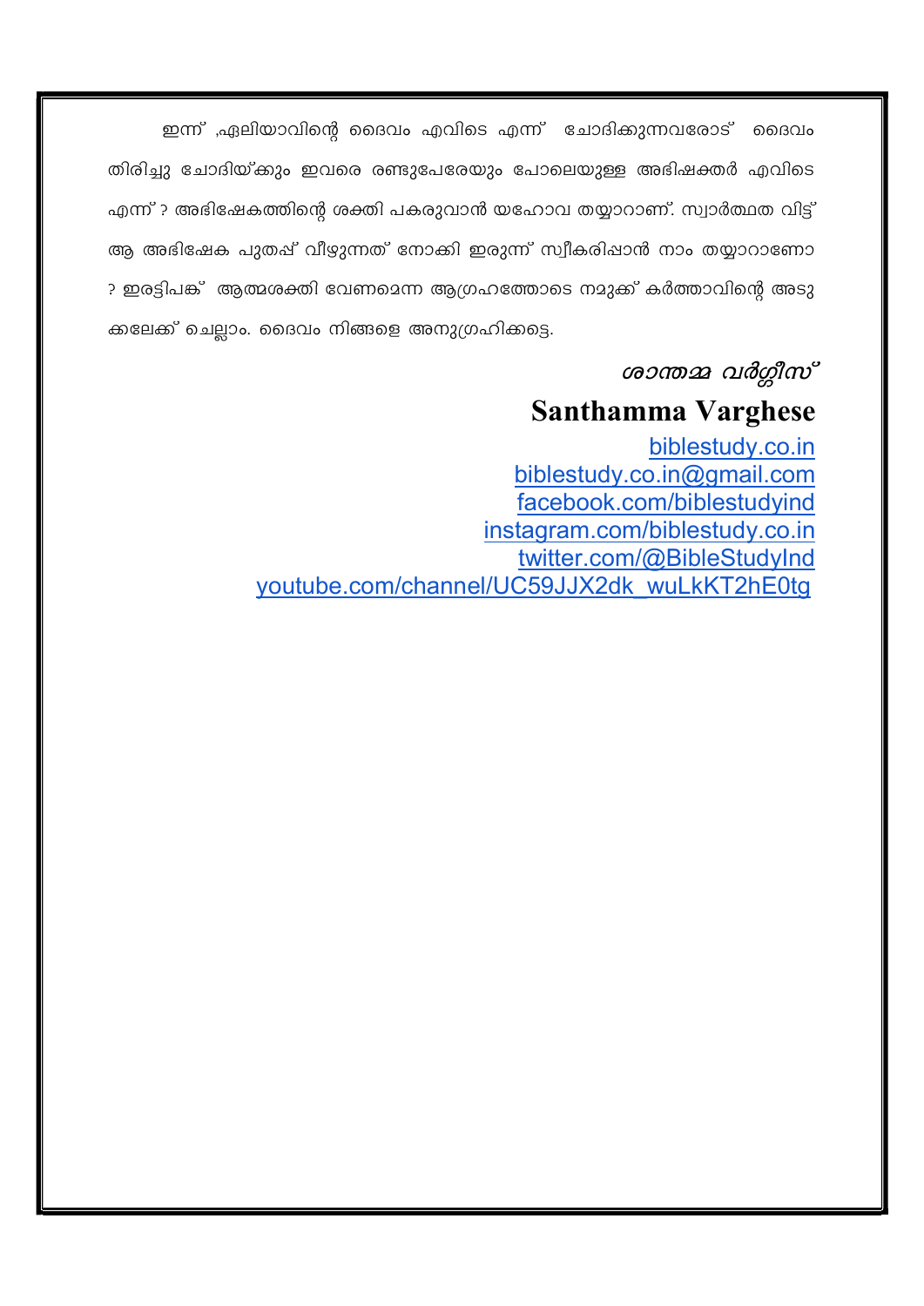ഇന്ന് ,ഏലിയാവിന്റെ ദൈവം എവിടെ എന്ന് ചോദിക്കുന്നവരോട് ദൈവം തിരിച്ചു ചോദിയ്ക്കും ഇവരെ രണ്ടുപേരേയും പോലെയുള്ള അഭിഷക്തർ എവിടെ എന്ന് ? അഭിഷേകത്തിന്റെ ശക്തി പകരുവാൻ യഹോവ തയ്യാറാണ്. സ്വാർത്ഥത വിട്ട് ആ അഭിഷേക പുതപ്പ് വീഴുന്നത് നോക്കി ഇരുന്ന് സ്വീകരിപ്പാൻ നാം തയ്യാറാണോ ? ഇരട്ടിപങ്ക് ആത്മശക്തി വേണമെന്ന ആഗ്രഹത്തോടെ നമുക്ക് കർത്താവിന്റെ അടുക്കലേക്ക് ചെല്ലാം. ദൈവം നിങ്ങളെ അനുഗ്രഹിക്കട്ടെ.

*ശാന്തമ്മ വർഗ്ഗീസ്*

**Santhamma Varghese**

biblestudy.co.in
biblestudy.co.in@gmail.com
facebook.com/biblestudyind
instagram.com/biblestudy.co.in
twitter.com/@BibleStudyInd
youtube.com/channel/UC59JJX2dk_wuLkKT2hE0tg